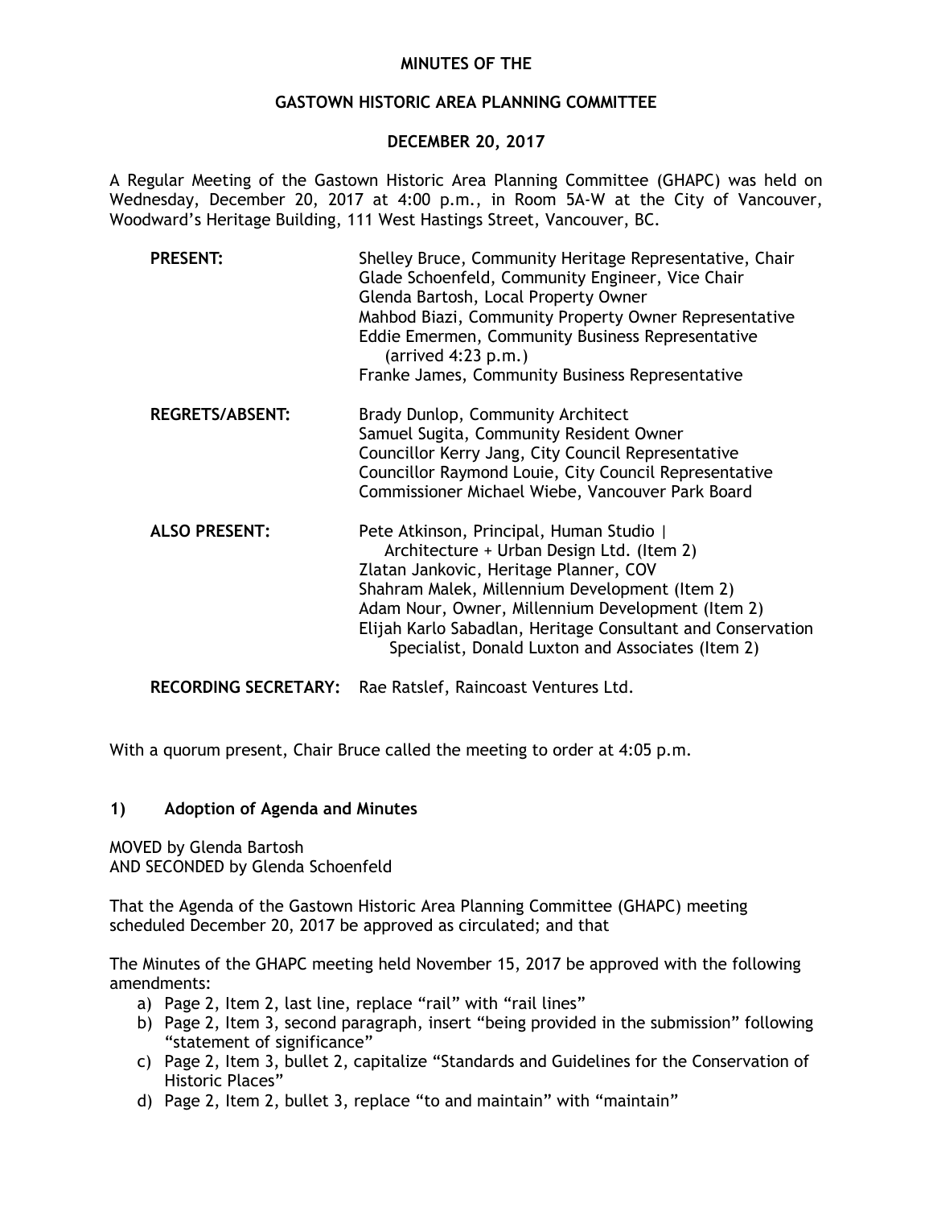# MINUTES OF THE

## GASTOWN HISTORIC AREA PLANNING COMMITTEE

## DECEMBER 20, 2017

A Regular Meeting of the Gastown Historic Area Planning Committee (GHAPC) was held on Wednesday, December 20, 2017 at 4:00 p.m., in Room 5A-W at the City of Vancouver, Woodward's Heritage Building, 111 West Hastings Street, Vancouver, BC.

**PRESENT:**
Shelley Bruce, Community Heritage Representative, Chair
Glade Schoenfeld, Community Engineer, Vice Chair
Glenda Bartosh, Local Property Owner
Mahbod Biazi, Community Property Owner Representative
Eddie Emermen, Community Business Representative (arrived 4:23 p.m.)
Franke James, Community Business Representative

**REGRETS/ABSENT:**
Brady Dunlop, Community Architect
Samuel Sugita, Community Resident Owner
Councillor Kerry Jang, City Council Representative
Councillor Raymond Louie, City Council Representative
Commissioner Michael Wiebe, Vancouver Park Board

**ALSO PRESENT:**
Pete Atkinson, Principal, Human Studio | Architecture + Urban Design Ltd. (Item 2)
Zlatan Jankovic, Heritage Planner, COV
Shahram Malek, Millennium Development (Item 2)
Adam Nour, Owner, Millennium Development (Item 2)
Elijah Karlo Sabadlan, Heritage Consultant and Conservation Specialist, Donald Luxton and Associates (Item 2)

**RECORDING SECRETARY:** Rae Ratslef, Raincoast Ventures Ltd.

With a quorum present, Chair Bruce called the meeting to order at 4:05 p.m.

### 1) Adoption of Agenda and Minutes

MOVED by Glenda Bartosh
AND SECONDED by Glenda Schoenfeld

That the Agenda of the Gastown Historic Area Planning Committee (GHAPC) meeting scheduled December 20, 2017 be approved as circulated; and that

The Minutes of the GHAPC meeting held November 15, 2017 be approved with the following amendments:

a) Page 2, Item 2, last line, replace "rail" with "rail lines"
b) Page 2, Item 3, second paragraph, insert "being provided in the submission" following "statement of significance"
c) Page 2, Item 3, bullet 2, capitalize "Standards and Guidelines for the Conservation of Historic Places"
d) Page 2, Item 2, bullet 3, replace "to and maintain" with "maintain"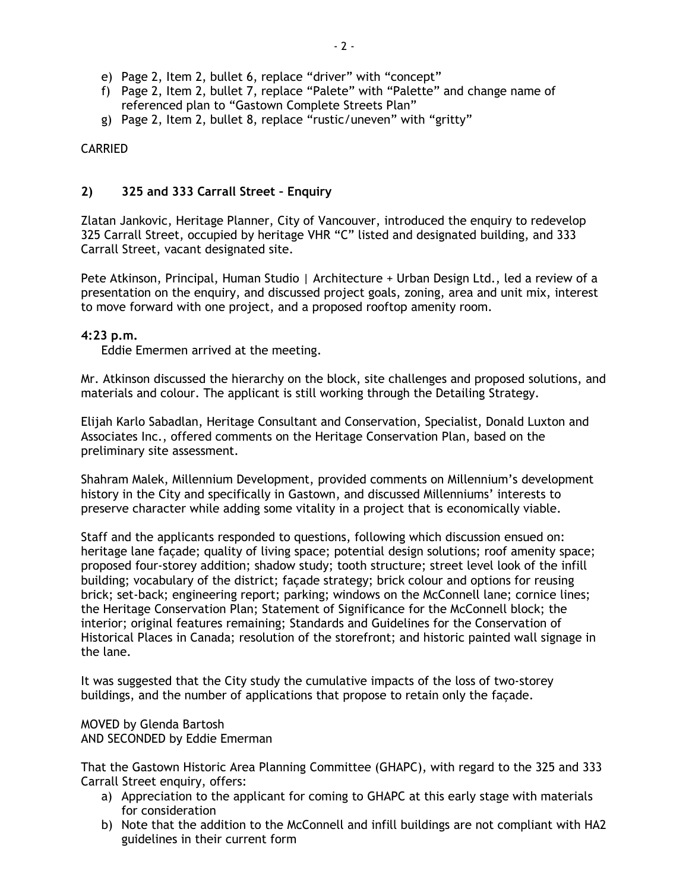e) Page 2, Item 2, bullet 6, replace “driver” with “concept”
f) Page 2, Item 2, bullet 7, replace “Palete” with “Palette” and change name of referenced plan to “Gastown Complete Streets Plan”
g) Page 2, Item 2, bullet 8, replace “rustic/uneven” with “gritty”

CARRIED

## 2) 325 and 333 Carrall Street – Enquiry

Zlatan Jankovic, Heritage Planner, City of Vancouver, introduced the enquiry to redevelop 325 Carrall Street, occupied by heritage VHR “C” listed and designated building, and 333 Carrall Street, vacant designated site.

Pete Atkinson, Principal, Human Studio | Architecture + Urban Design Ltd., led a review of a presentation on the enquiry, and discussed project goals, zoning, area and unit mix, interest to move forward with one project, and a proposed rooftop amenity room.

**4:23 p.m.**
Eddie Emermen arrived at the meeting.

Mr. Atkinson discussed the hierarchy on the block, site challenges and proposed solutions, and materials and colour. The applicant is still working through the Detailing Strategy.

Elijah Karlo Sabadlan, Heritage Consultant and Conservation, Specialist, Donald Luxton and Associates Inc., offered comments on the Heritage Conservation Plan, based on the preliminary site assessment.

Shahram Malek, Millennium Development, provided comments on Millennium’s development history in the City and specifically in Gastown, and discussed Millenniums’ interests to preserve character while adding some vitality in a project that is economically viable.

Staff and the applicants responded to questions, following which discussion ensued on: heritage lane façade; quality of living space; potential design solutions; roof amenity space; proposed four-storey addition; shadow study; tooth structure; street level look of the infill building; vocabulary of the district; façade strategy; brick colour and options for reusing brick; set-back; engineering report; parking; windows on the McConnell lane; cornice lines; the Heritage Conservation Plan; Statement of Significance for the McConnell block; the interior; original features remaining; Standards and Guidelines for the Conservation of Historical Places in Canada; resolution of the storefront; and historic painted wall signage in the lane.

It was suggested that the City study the cumulative impacts of the loss of two-storey buildings, and the number of applications that propose to retain only the façade.

MOVED by Glenda Bartosh
AND SECONDED by Eddie Emerman

That the Gastown Historic Area Planning Committee (GHAPC), with regard to the 325 and 333 Carrall Street enquiry, offers:

a) Appreciation to the applicant for coming to GHAPC at this early stage with materials for consideration
b) Note that the addition to the McConnell and infill buildings are not compliant with HA2 guidelines in their current form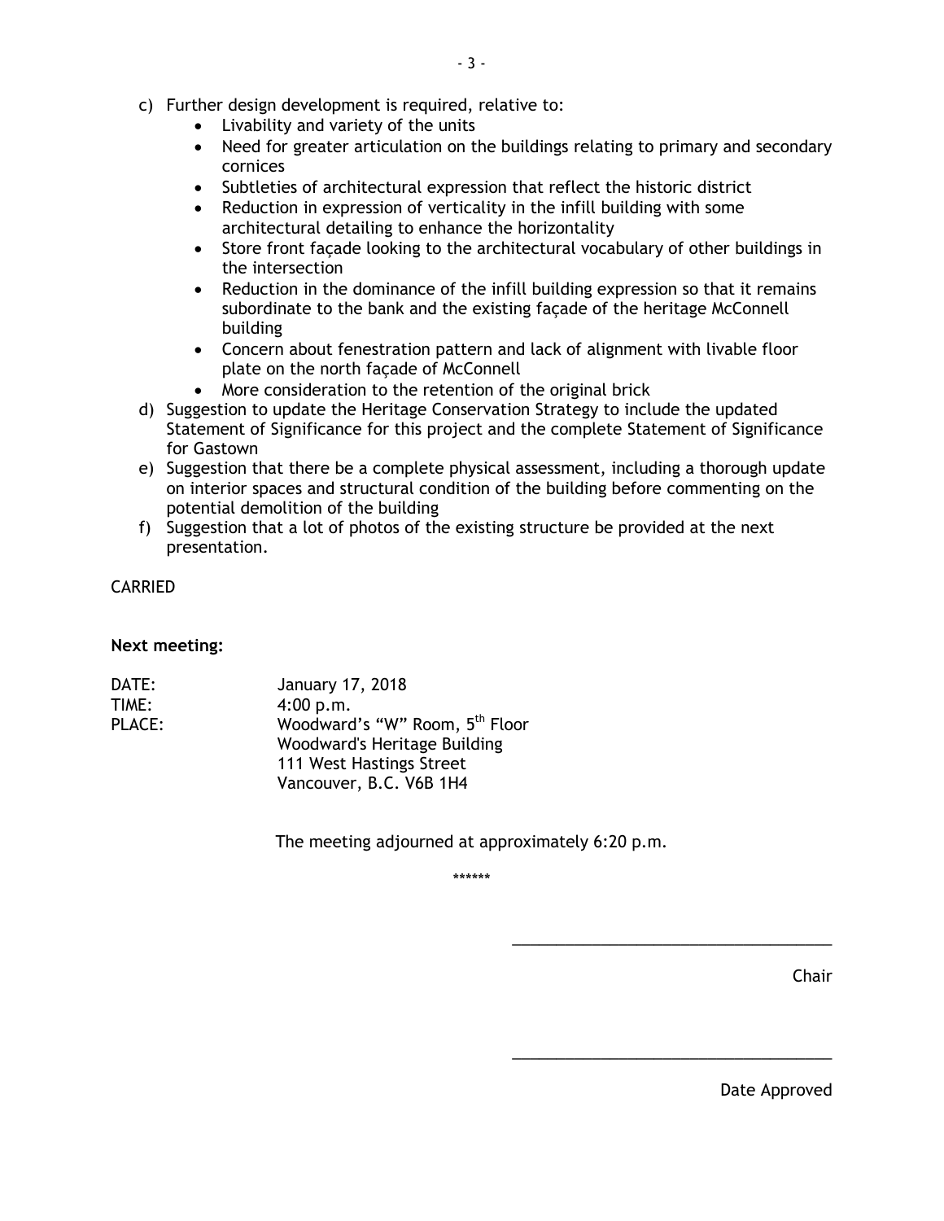c) Further design development is required, relative to:
    - Livability and variety of the units
    - Need for greater articulation on the buildings relating to primary and secondary cornices
    - Subtleties of architectural expression that reflect the historic district
    - Reduction in expression of verticality in the infill building with some architectural detailing to enhance the horizontality
    - Store front façade looking to the architectural vocabulary of other buildings in the intersection
    - Reduction in the dominance of the infill building expression so that it remains subordinate to the bank and the existing façade of the heritage McConnell building
    - Concern about fenestration pattern and lack of alignment with livable floor plate on the north façade of McConnell
    - More consideration to the retention of the original brick

d) Suggestion to update the Heritage Conservation Strategy to include the updated Statement of Significance for this project and the complete Statement of Significance for Gastown

e) Suggestion that there be a complete physical assessment, including a thorough update on interior spaces and structural condition of the building before commenting on the potential demolition of the building

f) Suggestion that a lot of photos of the existing structure be provided at the next presentation.

CARRIED

**Next meeting:**

DATE: January 17, 2018
TIME: 4:00 p.m.
PLACE: Woodward's "W" Room, 5th Floor
Woodward's Heritage Building
111 West Hastings Street
Vancouver, B.C. V6B 1H4

The meeting adjourned at approximately 6:20 p.m.

******

\_\_\_\_\_\_\_\_\_\_\_\_\_\_\_\_\_\_\_\_\_\_\_\_\_\_\_\_\_\_\_\_\_\_\_

Chair

\_\_\_\_\_\_\_\_\_\_\_\_\_\_\_\_\_\_\_\_\_\_\_\_\_\_\_\_\_\_\_\_\_\_\_

Date Approved